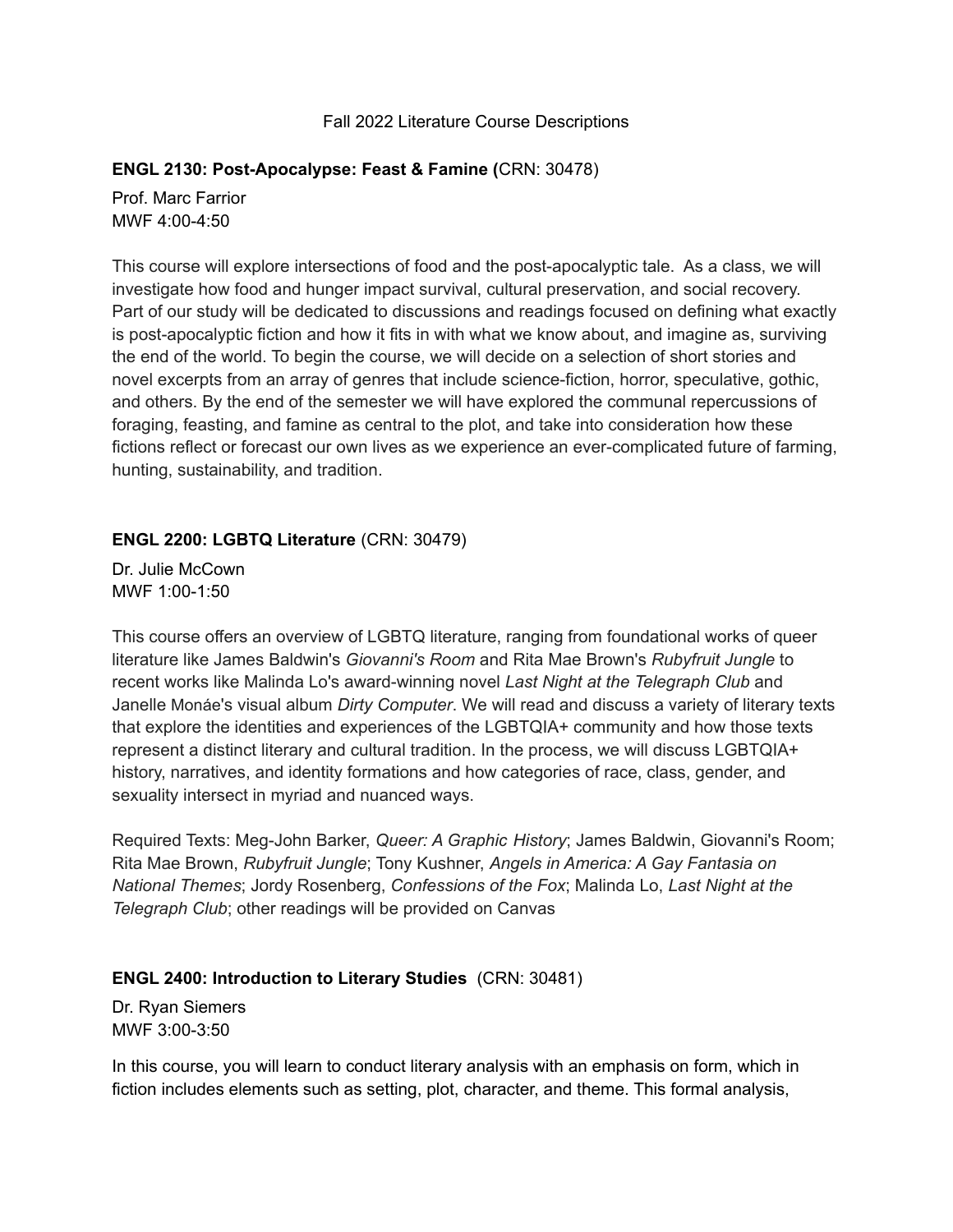Fall 2022 Literature Course Descriptions

**ENGL 2130: Post-Apocalypse: Feast & Famine (**CRN: 30478)

Prof. Marc Farrior
MWF 4:00-4:50

This course will explore intersections of food and the post-apocalyptic tale. As a class, we will investigate how food and hunger impact survival, cultural preservation, and social recovery. Part of our study will be dedicated to discussions and readings focused on defining what exactly is post-apocalyptic fiction and how it fits in with what we know about, and imagine as, surviving the end of the world. To begin the course, we will decide on a selection of short stories and novel excerpts from an array of genres that include science-fiction, horror, speculative, gothic, and others. By the end of the semester we will have explored the communal repercussions of foraging, feasting, and famine as central to the plot, and take into consideration how these fictions reflect or forecast our own lives as we experience an ever-complicated future of farming, hunting, sustainability, and tradition.

**ENGL 2200: LGBTQ Literature** (CRN: 30479)

Dr. Julie McCown
MWF 1:00-1:50

This course offers an overview of LGBTQ literature, ranging from foundational works of queer literature like James Baldwin's *Giovanni's Room* and Rita Mae Brown's *Rubyfruit Jungle* to recent works like Malinda Lo's award-winning novel *Last Night at the Telegraph Club* and Janelle Monáe's visual album *Dirty Computer*. We will read and discuss a variety of literary texts that explore the identities and experiences of the LGBTQIA+ community and how those texts represent a distinct literary and cultural tradition. In the process, we will discuss LGBTQIA+ history, narratives, and identity formations and how categories of race, class, gender, and sexuality intersect in myriad and nuanced ways.

Required Texts: Meg-John Barker, *Queer: A Graphic History*; James Baldwin, Giovanni's Room; Rita Mae Brown, *Rubyfruit Jungle*; Tony Kushner, *Angels in America: A Gay Fantasia on National Themes*; Jordy Rosenberg, *Confessions of the Fox*; Malinda Lo, *Last Night at the Telegraph Club*; other readings will be provided on Canvas

**ENGL 2400: Introduction to Literary Studies** (CRN: 30481)

Dr. Ryan Siemers
MWF 3:00-3:50

In this course, you will learn to conduct literary analysis with an emphasis on form, which in fiction includes elements such as setting, plot, character, and theme. This formal analysis,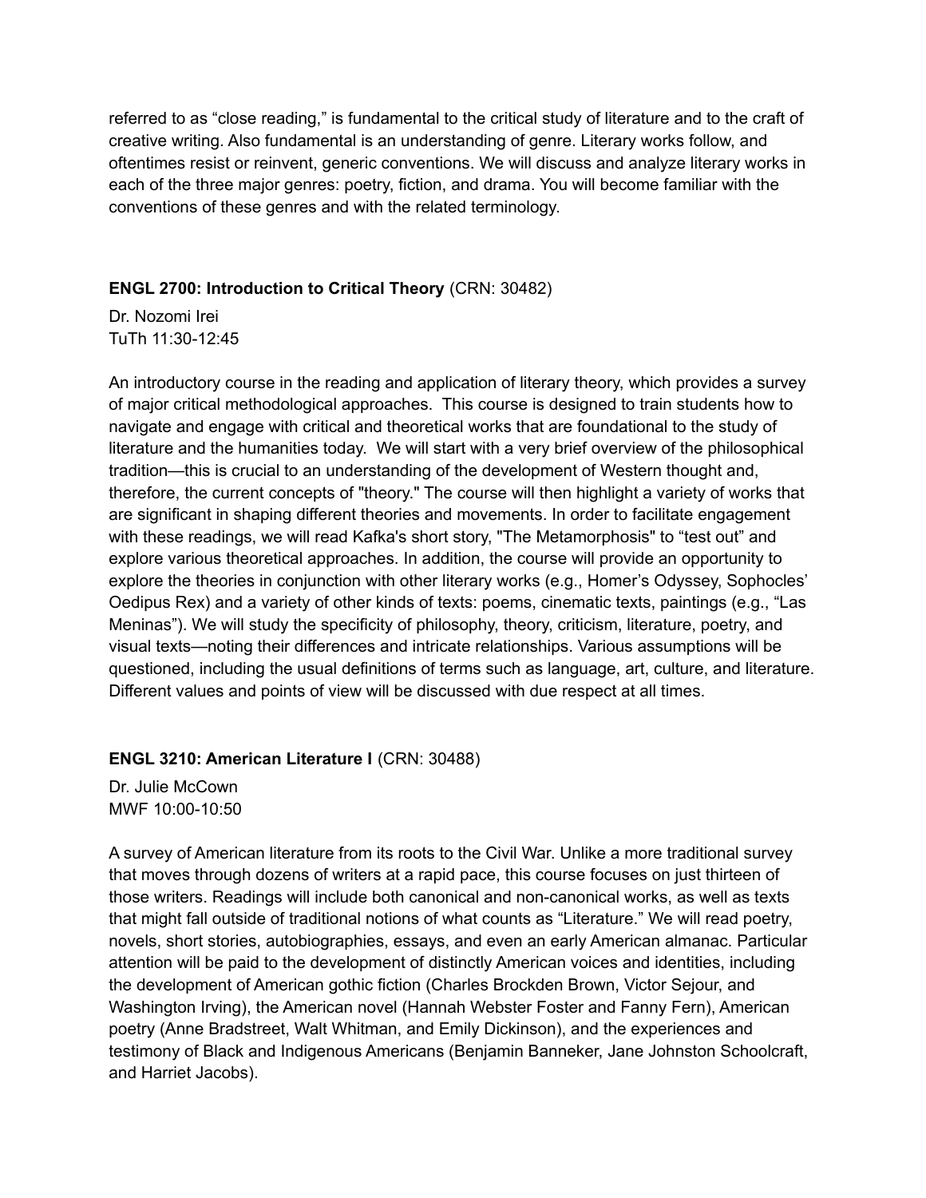referred to as “close reading,” is fundamental to the critical study of literature and to the craft of creative writing. Also fundamental is an understanding of genre. Literary works follow, and oftentimes resist or reinvent, generic conventions. We will discuss and analyze literary works in each of the three major genres: poetry, fiction, and drama. You will become familiar with the conventions of these genres and with the related terminology.

**ENGL 2700: Introduction to Critical Theory** (CRN: 30482)

Dr. Nozomi Irei
TuTh 11:30-12:45

An introductory course in the reading and application of literary theory, which provides a survey of major critical methodological approaches. This course is designed to train students how to navigate and engage with critical and theoretical works that are foundational to the study of literature and the humanities today. We will start with a very brief overview of the philosophical tradition—this is crucial to an understanding of the development of Western thought and, therefore, the current concepts of "theory." The course will then highlight a variety of works that are significant in shaping different theories and movements. In order to facilitate engagement with these readings, we will read Kafka's short story, "The Metamorphosis" to “test out” and explore various theoretical approaches. In addition, the course will provide an opportunity to explore the theories in conjunction with other literary works (e.g., Homer’s Odyssey, Sophocles’ Oedipus Rex) and a variety of other kinds of texts: poems, cinematic texts, paintings (e.g., “Las Meninas”). We will study the specificity of philosophy, theory, criticism, literature, poetry, and visual texts—noting their differences and intricate relationships. Various assumptions will be questioned, including the usual definitions of terms such as language, art, culture, and literature. Different values and points of view will be discussed with due respect at all times.

**ENGL 3210: American Literature I** (CRN: 30488)

Dr. Julie McCown
MWF 10:00-10:50

A survey of American literature from its roots to the Civil War. Unlike a more traditional survey that moves through dozens of writers at a rapid pace, this course focuses on just thirteen of those writers. Readings will include both canonical and non-canonical works, as well as texts that might fall outside of traditional notions of what counts as “Literature.” We will read poetry, novels, short stories, autobiographies, essays, and even an early American almanac. Particular attention will be paid to the development of distinctly American voices and identities, including the development of American gothic fiction (Charles Brockden Brown, Victor Sejour, and Washington Irving), the American novel (Hannah Webster Foster and Fanny Fern), American poetry (Anne Bradstreet, Walt Whitman, and Emily Dickinson), and the experiences and testimony of Black and Indigenous Americans (Benjamin Banneker, Jane Johnston Schoolcraft, and Harriet Jacobs).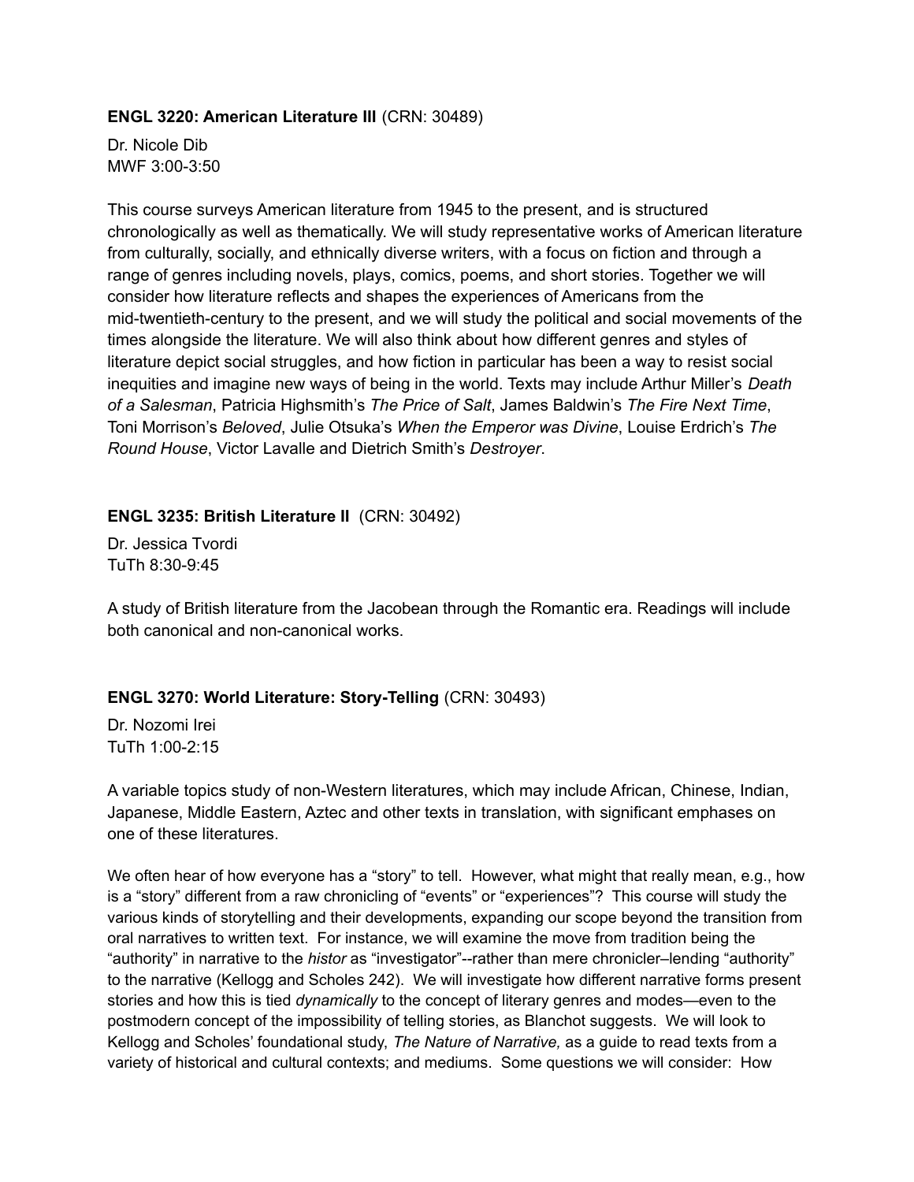**ENGL 3220: American Literature III** (CRN: 30489)

Dr. Nicole Dib
MWF 3:00-3:50

This course surveys American literature from 1945 to the present, and is structured chronologically as well as thematically. We will study representative works of American literature from culturally, socially, and ethnically diverse writers, with a focus on fiction and through a range of genres including novels, plays, comics, poems, and short stories. Together we will consider how literature reflects and shapes the experiences of Americans from the mid-twentieth-century to the present, and we will study the political and social movements of the times alongside the literature. We will also think about how different genres and styles of literature depict social struggles, and how fiction in particular has been a way to resist social inequities and imagine new ways of being in the world. Texts may include Arthur Miller's *Death of a Salesman*, Patricia Highsmith's *The Price of Salt*, James Baldwin's *The Fire Next Time*, Toni Morrison's *Beloved*, Julie Otsuka's *When the Emperor was Divine*, Louise Erdrich's *The Round House*, Victor Lavalle and Dietrich Smith's *Destroyer*.

**ENGL 3235: British Literature II** (CRN: 30492)

Dr. Jessica Tvordi
TuTh 8:30-9:45

A study of British literature from the Jacobean through the Romantic era. Readings will include both canonical and non-canonical works.

**ENGL 3270: World Literature: Story-Telling** (CRN: 30493)

Dr. Nozomi Irei
TuTh 1:00-2:15

A variable topics study of non-Western literatures, which may include African, Chinese, Indian, Japanese, Middle Eastern, Aztec and other texts in translation, with significant emphases on one of these literatures.

We often hear of how everyone has a "story" to tell. However, what might that really mean, e.g., how is a "story" different from a raw chronicling of "events" or "experiences"? This course will study the various kinds of storytelling and their developments, expanding our scope beyond the transition from oral narratives to written text. For instance, we will examine the move from tradition being the "authority" in narrative to the *histor* as "investigator"--rather than mere chronicler–lending "authority" to the narrative (Kellogg and Scholes 242). We will investigate how different narrative forms present stories and how this is tied *dynamically* to the concept of literary genres and modes—even to the postmodern concept of the impossibility of telling stories, as Blanchot suggests. We will look to Kellogg and Scholes' foundational study, *The Nature of Narrative,* as a guide to read texts from a variety of historical and cultural contexts; and mediums. Some questions we will consider: How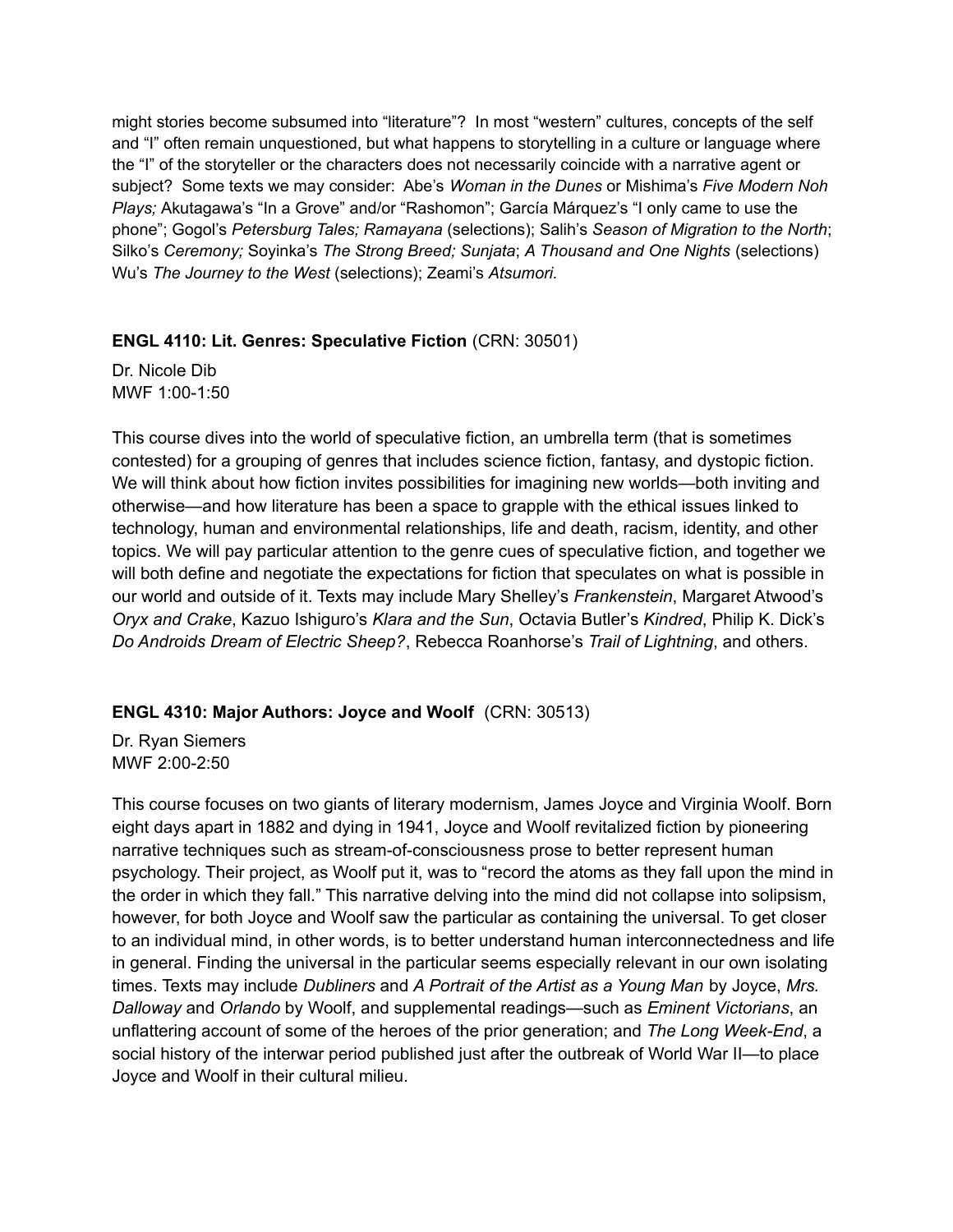might stories become subsumed into "literature"? In most "western" cultures, concepts of the self and "I" often remain unquestioned, but what happens to storytelling in a culture or language where the "I" of the storyteller or the characters does not necessarily coincide with a narrative agent or subject? Some texts we may consider: Abe's *Woman in the Dunes* or Mishima's *Five Modern Noh Plays;* Akutagawa's "In a Grove" and/or "Rashomon"; García Márquez's "I only came to use the phone"; Gogol's *Petersburg Tales; Ramayana* (selections); Salih's *Season of Migration to the North*; Silko's *Ceremony;* Soyinka's *The Strong Breed; Sunjata*; *A Thousand and One Nights* (selections) Wu's *The Journey to the West* (selections); Zeami's *Atsumori.*

**ENGL 4110: Lit. Genres: Speculative Fiction** (CRN: 30501)

Dr. Nicole Dib
MWF 1:00-1:50

This course dives into the world of speculative fiction, an umbrella term (that is sometimes contested) for a grouping of genres that includes science fiction, fantasy, and dystopic fiction. We will think about how fiction invites possibilities for imagining new worlds—both inviting and otherwise—and how literature has been a space to grapple with the ethical issues linked to technology, human and environmental relationships, life and death, racism, identity, and other topics. We will pay particular attention to the genre cues of speculative fiction, and together we will both define and negotiate the expectations for fiction that speculates on what is possible in our world and outside of it. Texts may include Mary Shelley's *Frankenstein*, Margaret Atwood's *Oryx and Crake*, Kazuo Ishiguro's *Klara and the Sun*, Octavia Butler's *Kindred*, Philip K. Dick's *Do Androids Dream of Electric Sheep?*, Rebecca Roanhorse's *Trail of Lightning*, and others.

**ENGL 4310: Major Authors: Joyce and Woolf** (CRN: 30513)

Dr. Ryan Siemers
MWF 2:00-2:50

This course focuses on two giants of literary modernism, James Joyce and Virginia Woolf. Born eight days apart in 1882 and dying in 1941, Joyce and Woolf revitalized fiction by pioneering narrative techniques such as stream-of-consciousness prose to better represent human psychology. Their project, as Woolf put it, was to "record the atoms as they fall upon the mind in the order in which they fall." This narrative delving into the mind did not collapse into solipsism, however, for both Joyce and Woolf saw the particular as containing the universal. To get closer to an individual mind, in other words, is to better understand human interconnectedness and life in general. Finding the universal in the particular seems especially relevant in our own isolating times. Texts may include *Dubliners* and *A Portrait of the Artist as a Young Man* by Joyce, *Mrs. Dalloway* and *Orlando* by Woolf, and supplemental readings—such as *Eminent Victorians*, an unflattering account of some of the heroes of the prior generation; and *The Long Week-End*, a social history of the interwar period published just after the outbreak of World War II—to place Joyce and Woolf in their cultural milieu.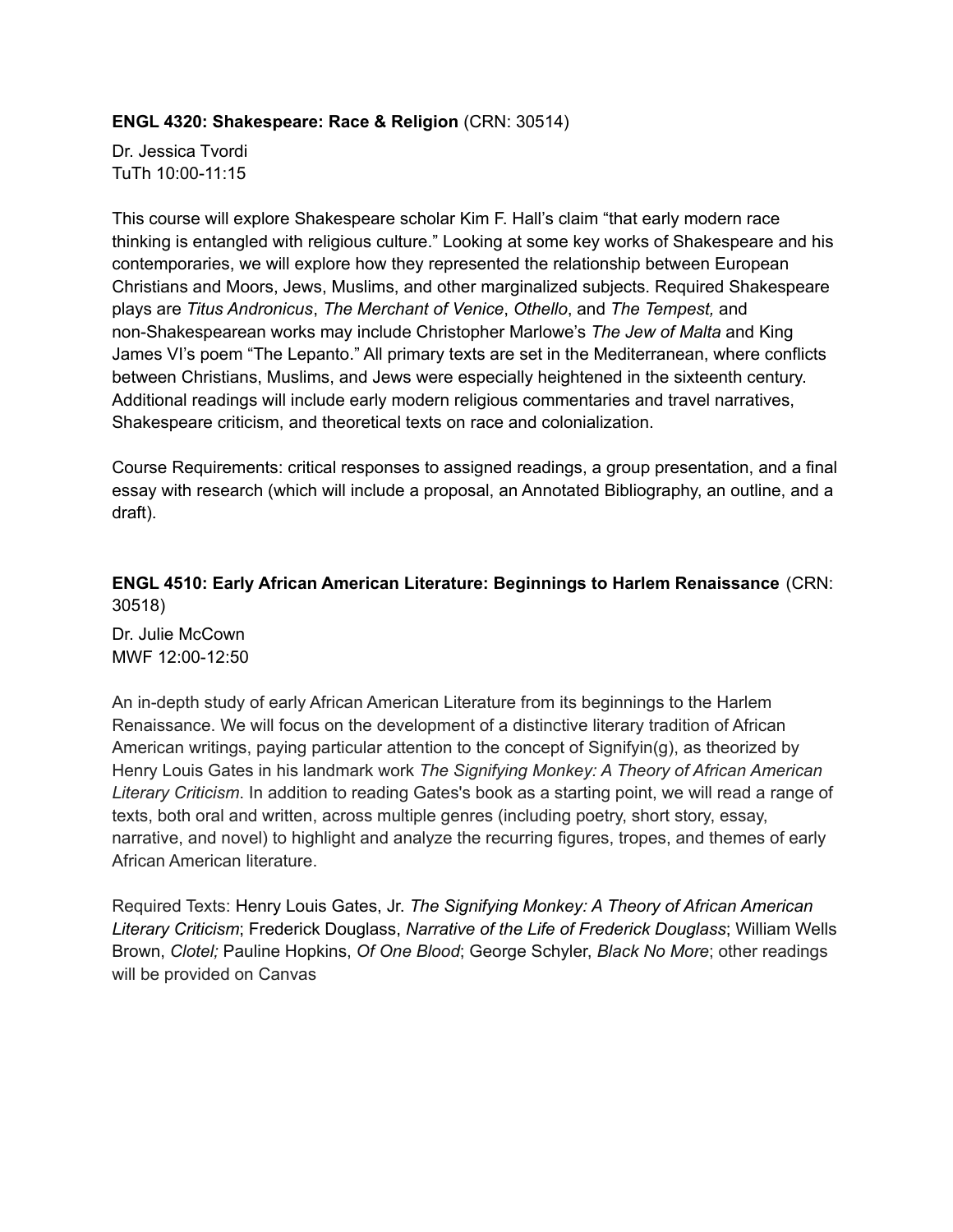**ENGL 4320: Shakespeare: Race & Religion** (CRN: 30514)

Dr. Jessica Tvordi
TuTh 10:00-11:15

This course will explore Shakespeare scholar Kim F. Hall's claim "that early modern race thinking is entangled with religious culture." Looking at some key works of Shakespeare and his contemporaries, we will explore how they represented the relationship between European Christians and Moors, Jews, Muslims, and other marginalized subjects. Required Shakespeare plays are *Titus Andronicus*, *The Merchant of Venice*, *Othello*, and *The Tempest,* and non-Shakespearean works may include Christopher Marlowe's *The Jew of Malta* and King James VI's poem "The Lepanto." All primary texts are set in the Mediterranean, where conflicts between Christians, Muslims, and Jews were especially heightened in the sixteenth century. Additional readings will include early modern religious commentaries and travel narratives, Shakespeare criticism, and theoretical texts on race and colonialization.

Course Requirements: critical responses to assigned readings, a group presentation, and a final essay with research (which will include a proposal, an Annotated Bibliography, an outline, and a draft).

**ENGL 4510: Early African American Literature: Beginnings to Harlem Renaissance** (CRN: 30518)

Dr. Julie McCown
MWF 12:00-12:50

An in-depth study of early African American Literature from its beginnings to the Harlem Renaissance. We will focus on the development of a distinctive literary tradition of African American writings, paying particular attention to the concept of Signifyin(g), as theorized by Henry Louis Gates in his landmark work *The Signifying Monkey: A Theory of African American Literary Criticism*. In addition to reading Gates's book as a starting point, we will read a range of texts, both oral and written, across multiple genres (including poetry, short story, essay, narrative, and novel) to highlight and analyze the recurring figures, tropes, and themes of early African American literature.

Required Texts: Henry Louis Gates, Jr. *The Signifying Monkey: A Theory of African American Literary Criticism*; Frederick Douglass, *Narrative of the Life of Frederick Douglass*; William Wells Brown, *Clotel;* Pauline Hopkins, *Of One Blood*; George Schyler, *Black No More*; other readings will be provided on Canvas